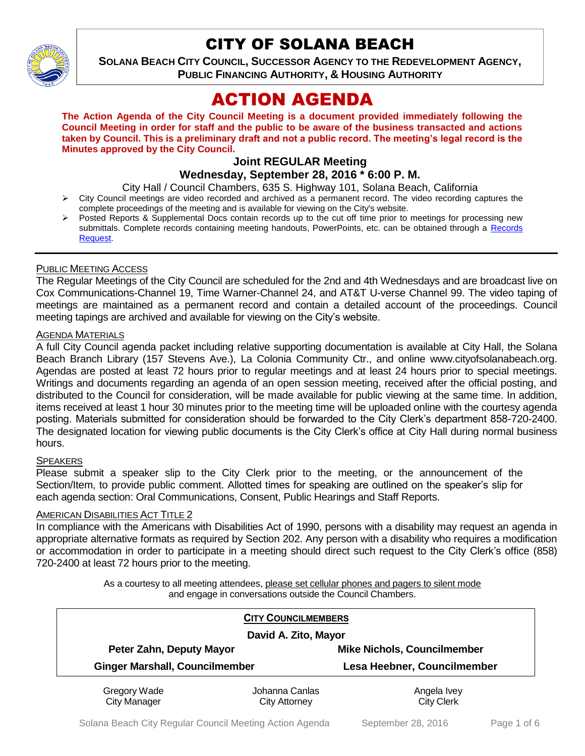# CITY OF SOLANA BEACH

**SOLANA BEACH CITY COUNCIL, SUCCESSOR AGENCY TO THE REDEVELOPMENT AGENCY, PUBLIC FINANCING AUTHORITY, & HOUSING AUTHORITY**

# ACTION AGENDA

**The Action Agenda of the City Council Meeting is a document provided immediately following the Council Meeting in order for staff and the public to be aware of the business transacted and actions taken by Council. This is a preliminary draft and not a public record. The meeting's legal record is the Minutes approved by the City Council.**

**Joint REGULAR Meeting**

**Wednesday, September 28, 2016 * 6:00 P. M.**

City Hall / Council Chambers, 635 S. Highway 101, Solana Beach, California

- City Council meetings are video recorded and archived as a permanent record. The video recording captures the complete proceedings of the meeting and is available for viewing on the City's website.
- Posted Reports & Supplemental Docs contain records up to the cut off time prior to meetings for processing new submittals. Complete records containing meeting handouts, PowerPoints, etc. can be obtained through a Records Request.

PUBLIC MEETING ACCESS

The Regular Meetings of the City Council are scheduled for the 2nd and 4th Wednesdays and are broadcast live on Cox Communications-Channel 19, Time Warner-Channel 24, and AT&T U-verse Channel 99. The video taping of meetings are maintained as a permanent record and contain a detailed account of the proceedings. Council meeting tapings are archived and available for viewing on the City's website.

AGENDA MATERIALS

A full City Council agenda packet including relative supporting documentation is available at City Hall, the Solana Beach Branch Library (157 Stevens Ave.), La Colonia Community Ctr., and online www.cityofsolanabeach.org. Agendas are posted at least 72 hours prior to regular meetings and at least 24 hours prior to special meetings. Writings and documents regarding an agenda of an open session meeting, received after the official posting, and distributed to the Council for consideration, will be made available for public viewing at the same time. In addition, items received at least 1 hour 30 minutes prior to the meeting time will be uploaded online with the courtesy agenda posting. Materials submitted for consideration should be forwarded to the City Clerk's department 858-720-2400. The designated location for viewing public documents is the City Clerk's office at City Hall during normal business hours.

SPEAKERS

Please submit a speaker slip to the City Clerk prior to the meeting, or the announcement of the Section/Item, to provide public comment. Allotted times for speaking are outlined on the speaker's slip for each agenda section: Oral Communications, Consent, Public Hearings and Staff Reports.

AMERICAN DISABILITIES ACT TITLE 2

In compliance with the Americans with Disabilities Act of 1990, persons with a disability may request an agenda in appropriate alternative formats as required by Section 202. Any person with a disability who requires a modification or accommodation in order to participate in a meeting should direct such request to the City Clerk's office (858) 720-2400 at least 72 hours prior to the meeting.

As a courtesy to all meeting attendees, please set cellular phones and pagers to silent mode and engage in conversations outside the Council Chambers.

**CITY COUNCILMEMBERS**

**David A. Zito, Mayor**

**Peter Zahn, Deputy Mayor** | **Mike Nichols, Councilmember**

**Ginger Marshall, Councilmember** | **Lesa Heebner, Councilmember**

Gregory Wade, City Manager | Johanna Canlas, City Attorney | Angela Ivey, City Clerk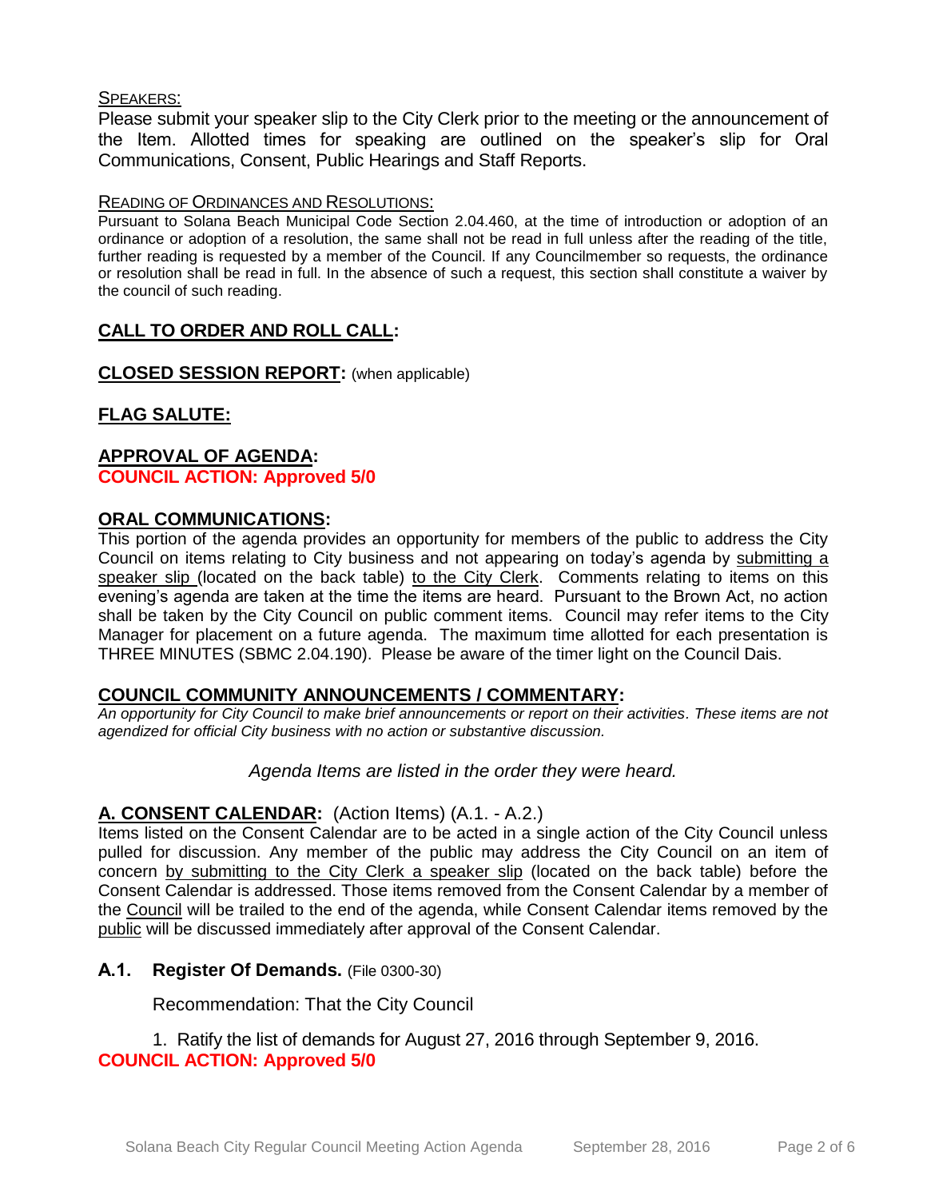SPEAKERS:

Please submit your speaker slip to the City Clerk prior to the meeting or the announcement of the Item. Allotted times for speaking are outlined on the speaker's slip for Oral Communications, Consent, Public Hearings and Staff Reports.

READING OF ORDINANCES AND RESOLUTIONS:

Pursuant to Solana Beach Municipal Code Section 2.04.460, at the time of introduction or adoption of an ordinance or adoption of a resolution, the same shall not be read in full unless after the reading of the title, further reading is requested by a member of the Council. If any Councilmember so requests, the ordinance or resolution shall be read in full. In the absence of such a request, this section shall constitute a waiver by the council of such reading.

## CALL TO ORDER AND ROLL CALL:

## CLOSED SESSION REPORT: (when applicable)

## FLAG SALUTE:

## APPROVAL OF AGENDA:

**COUNCIL ACTION: Approved 5/0**

## ORAL COMMUNICATIONS:

This portion of the agenda provides an opportunity for members of the public to address the City Council on items relating to City business and not appearing on today's agenda by submitting a speaker slip (located on the back table) to the City Clerk. Comments relating to items on this evening's agenda are taken at the time the items are heard. Pursuant to the Brown Act, no action shall be taken by the City Council on public comment items. Council may refer items to the City Manager for placement on a future agenda. The maximum time allotted for each presentation is THREE MINUTES (SBMC 2.04.190). Please be aware of the timer light on the Council Dais.

## COUNCIL COMMUNITY ANNOUNCEMENTS / COMMENTARY:

*An opportunity for City Council to make brief announcements or report on their activities. These items are not agendized for official City business with no action or substantive discussion.*

*Agenda Items are listed in the order they were heard.*

## A. CONSENT CALENDAR: (Action Items) (A.1. - A.2.)

Items listed on the Consent Calendar are to be acted in a single action of the City Council unless pulled for discussion. Any member of the public may address the City Council on an item of concern by submitting to the City Clerk a speaker slip (located on the back table) before the Consent Calendar is addressed. Those items removed from the Consent Calendar by a member of the Council will be trailed to the end of the agenda, while Consent Calendar items removed by the public will be discussed immediately after approval of the Consent Calendar.

### A.1. Register Of Demands. (File 0300-30)

Recommendation: That the City Council

1. Ratify the list of demands for August 27, 2016 through September 9, 2016.

**COUNCIL ACTION: Approved 5/0**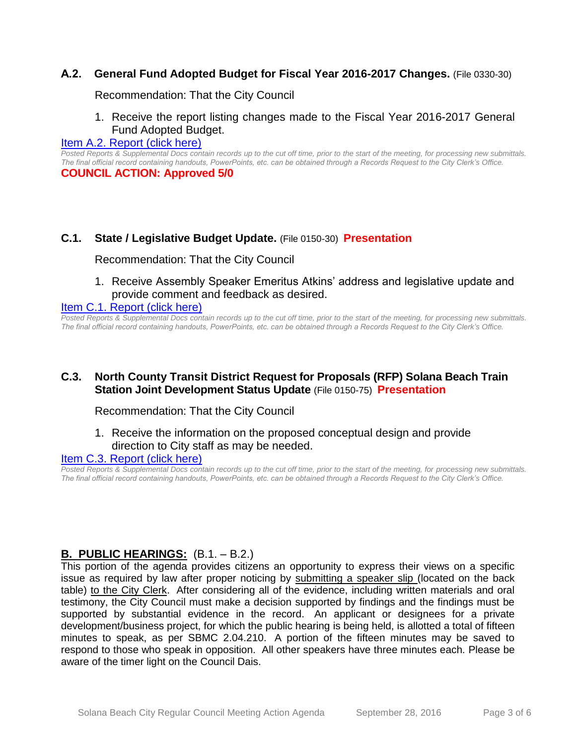### A.2. General Fund Adopted Budget for Fiscal Year 2016-2017 Changes. (File 0330-30)

Recommendation: That the City Council

1. Receive the report listing changes made to the Fiscal Year 2016-2017 General Fund Adopted Budget.

Item A.2. Report (click here)

*Posted Reports & Supplemental Docs contain records up to the cut off time, prior to the start of the meeting, for processing new submittals. The final official record containing handouts, PowerPoints, etc. can be obtained through a Records Request to the City Clerk's Office.*

**COUNCIL ACTION: Approved 5/0**

### C.1. State / Legislative Budget Update. (File 0150-30) Presentation

Recommendation: That the City Council

1. Receive Assembly Speaker Emeritus Atkins' address and legislative update and provide comment and feedback as desired.

Item C.1. Report (click here)

*Posted Reports & Supplemental Docs contain records up to the cut off time, prior to the start of the meeting, for processing new submittals. The final official record containing handouts, PowerPoints, etc. can be obtained through a Records Request to the City Clerk's Office.*

### C.3. North County Transit District Request for Proposals (RFP) Solana Beach Train Station Joint Development Status Update (File 0150-75) Presentation

Recommendation: That the City Council

1. Receive the information on the proposed conceptual design and provide direction to City staff as may be needed.

Item C.3. Report (click here)

*Posted Reports & Supplemental Docs contain records up to the cut off time, prior to the start of the meeting, for processing new submittals. The final official record containing handouts, PowerPoints, etc. can be obtained through a Records Request to the City Clerk's Office.*

## B. PUBLIC HEARINGS: (B.1. – B.2.)

This portion of the agenda provides citizens an opportunity to express their views on a specific issue as required by law after proper noticing by submitting a speaker slip (located on the back table) to the City Clerk. After considering all of the evidence, including written materials and oral testimony, the City Council must make a decision supported by findings and the findings must be supported by substantial evidence in the record. An applicant or designees for a private development/business project, for which the public hearing is being held, is allotted a total of fifteen minutes to speak, as per SBMC 2.04.210. A portion of the fifteen minutes may be saved to respond to those who speak in opposition. All other speakers have three minutes each. Please be aware of the timer light on the Council Dais.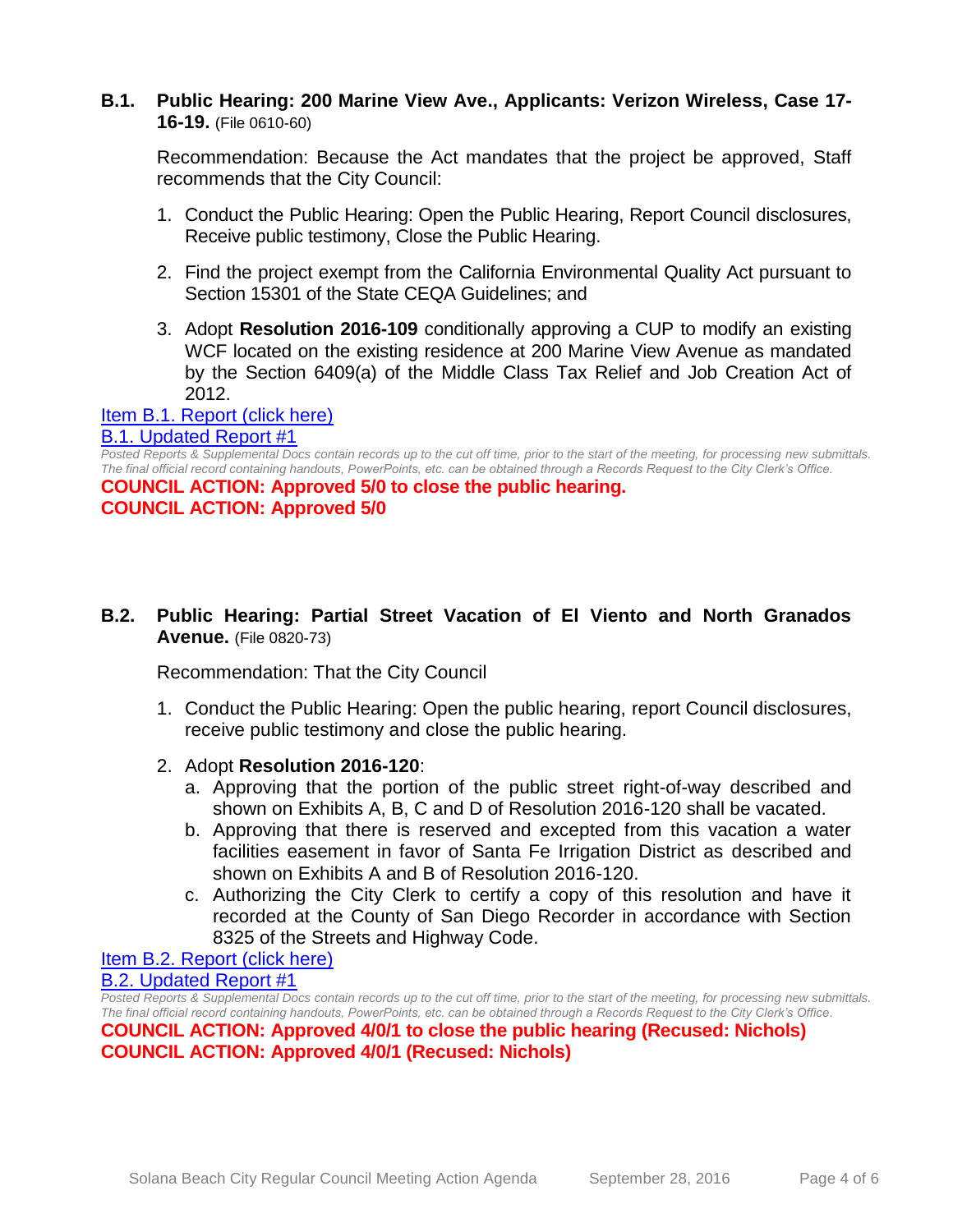**B.1. Public Hearing: 200 Marine View Ave., Applicants: Verizon Wireless, Case 17-16-19.** (File 0610-60)

Recommendation: Because the Act mandates that the project be approved, Staff recommends that the City Council:

1. Conduct the Public Hearing: Open the Public Hearing, Report Council disclosures, Receive public testimony, Close the Public Hearing.
2. Find the project exempt from the California Environmental Quality Act pursuant to Section 15301 of the State CEQA Guidelines; and
3. Adopt **Resolution 2016-109** conditionally approving a CUP to modify an existing WCF located on the existing residence at 200 Marine View Avenue as mandated by the Section 6409(a) of the Middle Class Tax Relief and Job Creation Act of 2012.

Item B.1. Report (click here)
B.1. Updated Report #1

*Posted Reports & Supplemental Docs contain records up to the cut off time, prior to the start of the meeting, for processing new submittals. The final official record containing handouts, PowerPoints, etc. can be obtained through a Records Request to the City Clerk's Office.*

**COUNCIL ACTION: Approved 5/0 to close the public hearing.**
**COUNCIL ACTION: Approved 5/0**

**B.2. Public Hearing: Partial Street Vacation of El Viento and North Granados Avenue.** (File 0820-73)

Recommendation: That the City Council

1. Conduct the Public Hearing: Open the public hearing, report Council disclosures, receive public testimony and close the public hearing.
2. Adopt **Resolution 2016-120**:
   a. Approving that the portion of the public street right-of-way described and shown on Exhibits A, B, C and D of Resolution 2016-120 shall be vacated.
   b. Approving that there is reserved and excepted from this vacation a water facilities easement in favor of Santa Fe Irrigation District as described and shown on Exhibits A and B of Resolution 2016-120.
   c. Authorizing the City Clerk to certify a copy of this resolution and have it recorded at the County of San Diego Recorder in accordance with Section 8325 of the Streets and Highway Code.

Item B.2. Report (click here)
B.2. Updated Report #1

*Posted Reports & Supplemental Docs contain records up to the cut off time, prior to the start of the meeting, for processing new submittals. The final official record containing handouts, PowerPoints, etc. can be obtained through a Records Request to the City Clerk's Office.*

**COUNCIL ACTION: Approved 4/0/1 to close the public hearing (Recused: Nichols)**
**COUNCIL ACTION: Approved 4/0/1 (Recused: Nichols)**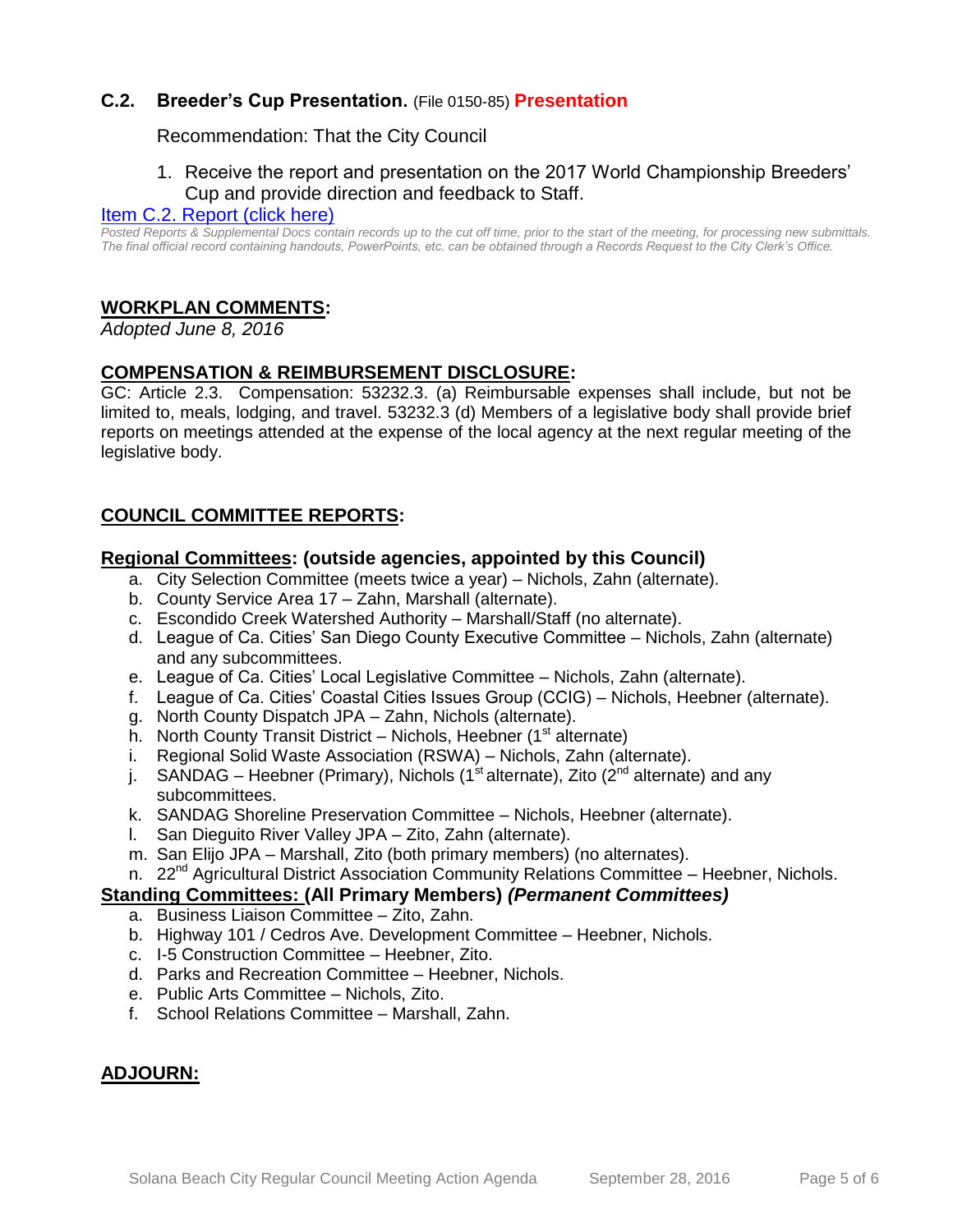### C.2. Breeder's Cup Presentation. (File 0150-85) **Presentation**

Recommendation: That the City Council

1. Receive the report and presentation on the 2017 World Championship Breeders' Cup and provide direction and feedback to Staff.

[Item C.2. Report (click here)]

*Posted Reports & Supplemental Docs contain records up to the cut off time, prior to the start of the meeting, for processing new submittals. The final official record containing handouts, PowerPoints, etc. can be obtained through a Records Request to the City Clerk's Office.*

## WORKPLAN COMMENTS:

*Adopted June 8, 2016*

## COMPENSATION & REIMBURSEMENT DISCLOSURE:

GC: Article 2.3. Compensation: 53232.3. (a) Reimbursable expenses shall include, but not be limited to, meals, lodging, and travel. 53232.3 (d) Members of a legislative body shall provide brief reports on meetings attended at the expense of the local agency at the next regular meeting of the legislative body.

## COUNCIL COMMITTEE REPORTS:

### Regional Committees: (outside agencies, appointed by this Council)

a. City Selection Committee (meets twice a year) – Nichols, Zahn (alternate).
b. County Service Area 17 – Zahn, Marshall (alternate).
c. Escondido Creek Watershed Authority – Marshall/Staff (no alternate).
d. League of Ca. Cities' San Diego County Executive Committee – Nichols, Zahn (alternate) and any subcommittees.
e. League of Ca. Cities' Local Legislative Committee – Nichols, Zahn (alternate).
f. League of Ca. Cities' Coastal Cities Issues Group (CCIG) – Nichols, Heebner (alternate).
g. North County Dispatch JPA – Zahn, Nichols (alternate).
h. North County Transit District – Nichols, Heebner (1st alternate)
i. Regional Solid Waste Association (RSWA) – Nichols, Zahn (alternate).
j. SANDAG – Heebner (Primary), Nichols (1st alternate), Zito (2nd alternate) and any subcommittees.
k. SANDAG Shoreline Preservation Committee – Nichols, Heebner (alternate).
l. San Dieguito River Valley JPA – Zito, Zahn (alternate).
m. San Elijo JPA – Marshall, Zito (both primary members) (no alternates).
n. 22nd Agricultural District Association Community Relations Committee – Heebner, Nichols.

### Standing Committees: (All Primary Members) *(Permanent Committees)*

a. Business Liaison Committee – Zito, Zahn.
b. Highway 101 / Cedros Ave. Development Committee – Heebner, Nichols.
c. I-5 Construction Committee – Heebner, Zito.
d. Parks and Recreation Committee – Heebner, Nichols.
e. Public Arts Committee – Nichols, Zito.
f. School Relations Committee – Marshall, Zahn.

## ADJOURN: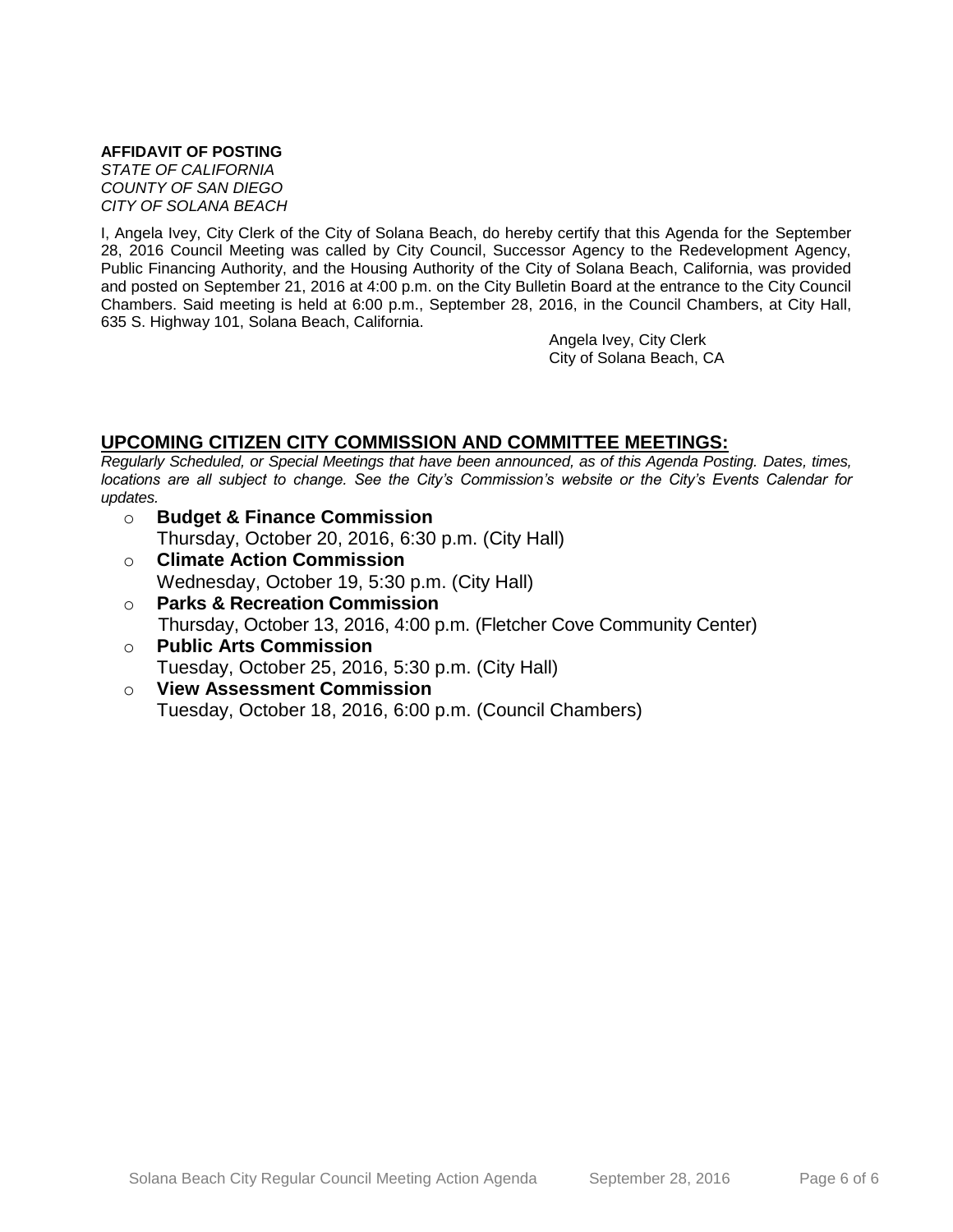**AFFIDAVIT OF POSTING**
*STATE OF CALIFORNIA*
*COUNTY OF SAN DIEGO*
*CITY OF SOLANA BEACH*

I, Angela Ivey, City Clerk of the City of Solana Beach, do hereby certify that this Agenda for the September 28, 2016 Council Meeting was called by City Council, Successor Agency to the Redevelopment Agency, Public Financing Authority, and the Housing Authority of the City of Solana Beach, California, was provided and posted on September 21, 2016 at 4:00 p.m. on the City Bulletin Board at the entrance to the City Council Chambers. Said meeting is held at 6:00 p.m., September 28, 2016, in the Council Chambers, at City Hall, 635 S. Highway 101, Solana Beach, California.

Angela Ivey, City Clerk
City of Solana Beach, CA

## UPCOMING CITIZEN CITY COMMISSION AND COMMITTEE MEETINGS:

*Regularly Scheduled, or Special Meetings that have been announced, as of this Agenda Posting. Dates, times, locations are all subject to change. See the City's Commission's website or the City's Events Calendar for updates.*

- **Budget & Finance Commission**
  Thursday, October 20, 2016, 6:30 p.m. (City Hall)
- **Climate Action Commission**
  Wednesday, October 19, 5:30 p.m. (City Hall)
- **Parks & Recreation Commission**
  Thursday, October 13, 2016, 4:00 p.m. (Fletcher Cove Community Center)
- **Public Arts Commission**
  Tuesday, October 25, 2016, 5:30 p.m. (City Hall)
- **View Assessment Commission**
  Tuesday, October 18, 2016, 6:00 p.m. (Council Chambers)